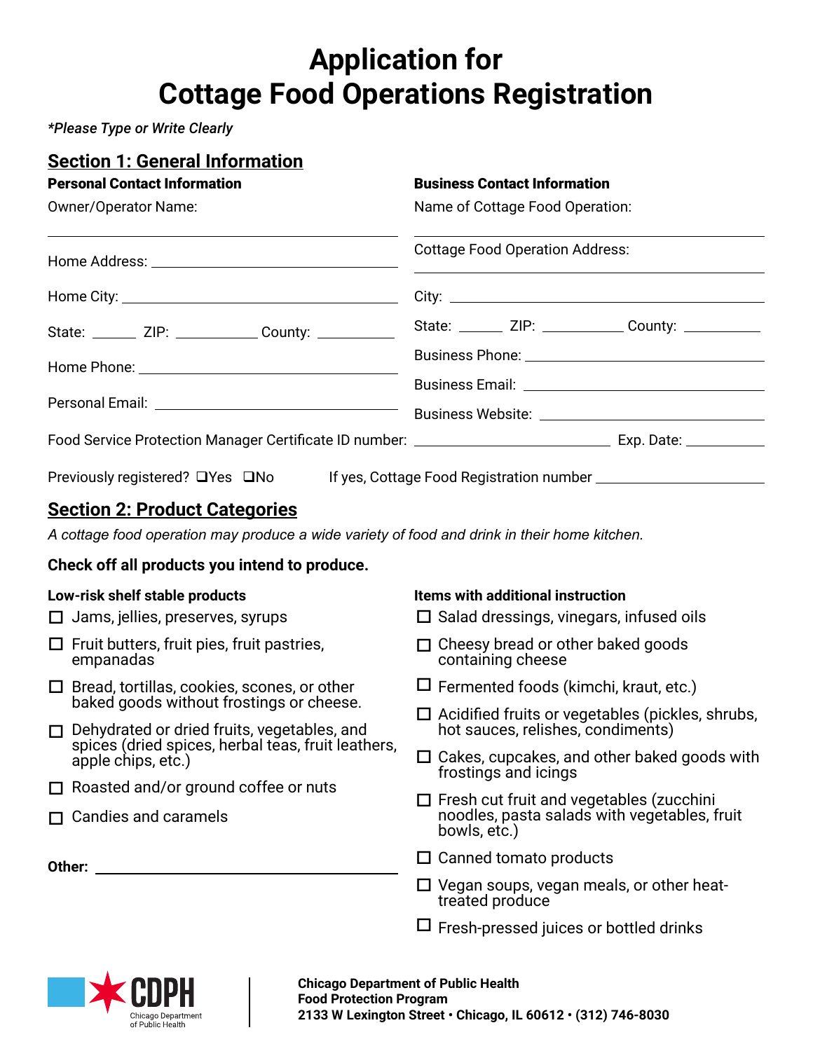# Application for Cottage Food Operations Registration

*\*Please Type or Write Clearly*

## Section 1: General Information

**Personal Contact Information**

Owner/Operator Name: ______________________________

Home Address: ______________________________

Home City: ______________________________

State: ______ ZIP: __________ County: __________

Home Phone: ______________________________

Personal Email: ______________________________

**Business Contact Information**

Name of Cottage Food Operation: ______________________________

Cottage Food Operation Address: ______________________________

City: ______________________________

State: ______ ZIP: __________ County: __________

Business Phone: ______________________________

Business Email: ______________________________

Business Website: ______________________________

Food Service Protection Manager Certificate ID number: ____________________ Exp. Date: __________

Previously registered? ❑Yes ❑No    If yes, Cottage Food Registration number ____________________

## Section 2: Product Categories

*A cottage food operation may produce a wide variety of food and drink in their home kitchen.*

**Check off all products you intend to produce.**

**Low-risk shelf stable products**

- ☐ Jams, jellies, preserves, syrups
- ☐ Fruit butters, fruit pies, fruit pastries, empanadas
- ☐ Bread, tortillas, cookies, scones, or other baked goods without frostings or cheese.
- ☐ Dehydrated or dried fruits, vegetables, and spices (dried spices, herbal teas, fruit leathers, apple chips, etc.)
- ☐ Roasted and/or ground coffee or nuts
- ☐ Candies and caramels

**Other:** ______________________________

**Items with additional instruction**

- ☐ Salad dressings, vinegars, infused oils
- ☐ Cheesy bread or other baked goods containing cheese
- ☐ Fermented foods (kimchi, kraut, etc.)
- ☐ Acidified fruits or vegetables (pickles, shrubs, hot sauces, relishes, condiments)
- ☐ Cakes, cupcakes, and other baked goods with frostings and icings
- ☐ Fresh cut fruit and vegetables (zucchini noodles, pasta salads with vegetables, fruit bowls, etc.)
- ☐ Canned tomato products
- ☐ Vegan soups, vegan meals, or other heat-treated produce
- ☐ Fresh-pressed juices or bottled drinks

CDPH Chicago Department of Public Health

**Chicago Department of Public Health**
**Food Protection Program**
**2133 W Lexington Street • Chicago, IL 60612 • (312) 746-8030**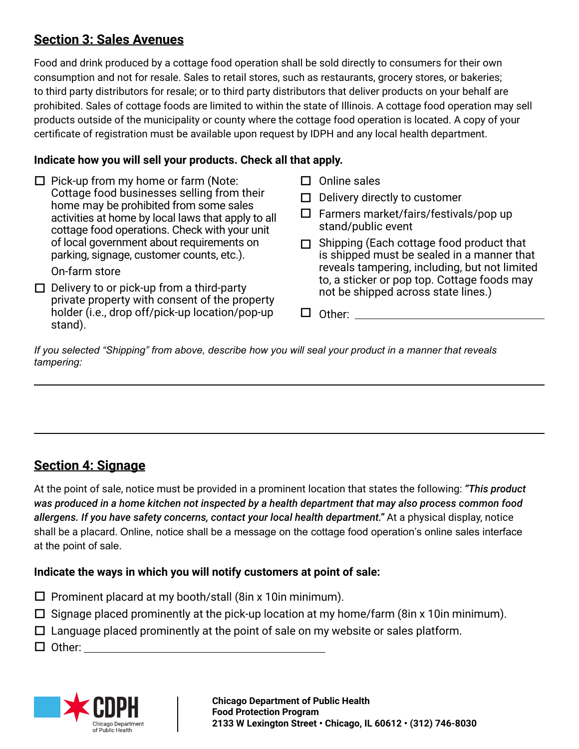## Section 3: Sales Avenues

Food and drink produced by a cottage food operation shall be sold directly to consumers for their own consumption and not for resale. Sales to retail stores, such as restaurants, grocery stores, or bakeries; to third party distributors for resale; or to third party distributors that deliver products on your behalf are prohibited. Sales of cottage foods are limited to within the state of Illinois. A cottage food operation may sell products outside of the municipality or county where the cottage food operation is located. A copy of your certificate of registration must be available upon request by IDPH and any local health department.

**Indicate how you will sell your products. Check all that apply.**

- ☐ Pick-up from my home or farm (Note: Cottage food businesses selling from their home may be prohibited from some sales activities at home by local laws that apply to all cottage food operations. Check with your unit of local government about requirements on parking, signage, customer counts, etc.).

  On-farm store
- ☐ Delivery to or pick-up from a third-party private property with consent of the property holder (i.e., drop off/pick-up location/pop-up stand).
- ☐ Online sales
- ☐ Delivery directly to customer
- ☐ Farmers market/fairs/festivals/pop up stand/public event
- ☐ Shipping (Each cottage food product that is shipped must be sealed in a manner that reveals tampering, including, but not limited to, a sticker or pop top. Cottage foods may not be shipped across state lines.)
- ☐ Other: ______________________________

*If you selected "Shipping" from above, describe how you will seal your product in a manner that reveals tampering:*

______________________________________________________________________

______________________________________________________________________

## Section 4: Signage

At the point of sale, notice must be provided in a prominent location that states the following: ***"This product was produced in a home kitchen not inspected by a health department that may also process common food allergens. If you have safety concerns, contact your local health department."*** At a physical display, notice shall be a placard. Online, notice shall be a message on the cottage food operation's online sales interface at the point of sale.

**Indicate the ways in which you will notify customers at point of sale:**

- ☐ Prominent placard at my booth/stall (8in x 10in minimum).
- ☐ Signage placed prominently at the pick-up location at my home/farm (8in x 10in minimum).
- ☐ Language placed prominently at the point of sale on my website or sales platform.
- ☐ Other: ______________________________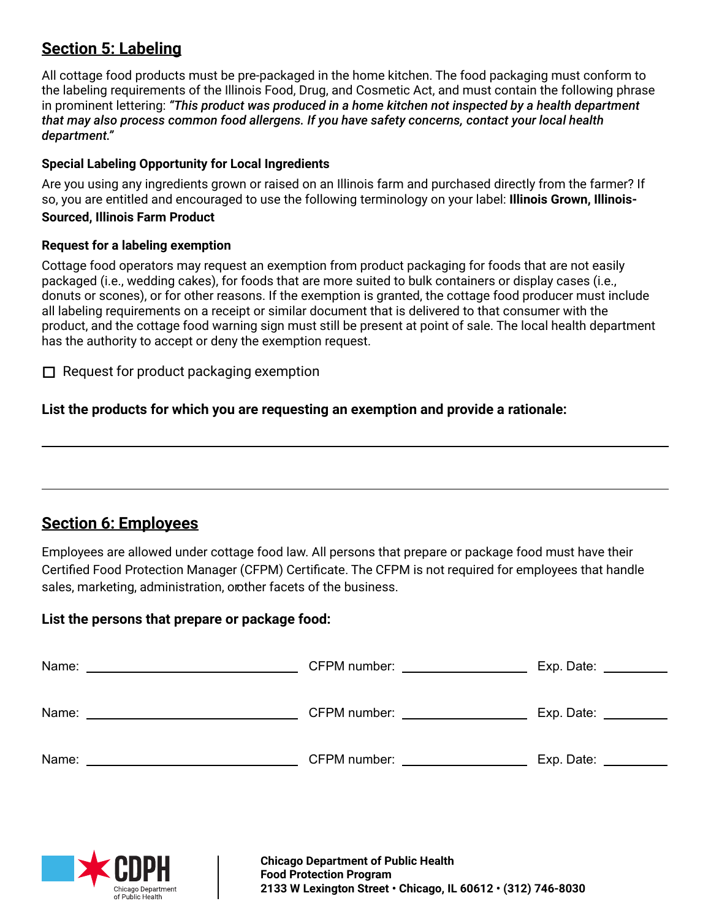## Section 5: Labeling

All cottage food products must be pre-packaged in the home kitchen. The food packaging must conform to the labeling requirements of the Illinois Food, Drug, and Cosmetic Act, and must contain the following phrase in prominent lettering: ***"This product was produced in a home kitchen not inspected by a health department that may also process common food allergens. If you have safety concerns, contact your local health department."***

### Special Labeling Opportunity for Local Ingredients

Are you using any ingredients grown or raised on an Illinois farm and purchased directly from the farmer? If so, you are entitled and encouraged to use the following terminology on your label: **Illinois Grown, Illinois-Sourced, Illinois Farm Product**

### Request for a labeling exemption

Cottage food operators may request an exemption from product packaging for foods that are not easily packaged (i.e., wedding cakes), for foods that are more suited to bulk containers or display cases (i.e., donuts or scones), or for other reasons. If the exemption is granted, the cottage food producer must include all labeling requirements on a receipt or similar document that is delivered to that consumer with the product, and the cottage food warning sign must still be present at point of sale. The local health department has the authority to accept or deny the exemption request.

☐ Request for product packaging exemption

**List the products for which you are requesting an exemption and provide a rationale:**

\_\_\_\_\_\_\_\_\_\_\_\_\_\_\_\_\_\_\_\_\_\_\_\_\_\_\_\_\_\_\_\_\_\_\_\_\_\_\_\_\_\_\_\_\_\_\_\_\_\_\_\_\_\_\_\_\_\_\_\_\_\_\_\_\_\_\_\_\_\_\_\_\_\_\_\_

\_\_\_\_\_\_\_\_\_\_\_\_\_\_\_\_\_\_\_\_\_\_\_\_\_\_\_\_\_\_\_\_\_\_\_\_\_\_\_\_\_\_\_\_\_\_\_\_\_\_\_\_\_\_\_\_\_\_\_\_\_\_\_\_\_\_\_\_\_\_\_\_\_\_\_\_

## Section 6: Employees

Employees are allowed under cottage food law. All persons that prepare or package food must have their Certified Food Protection Manager (CFPM) Certificate. The CFPM is not required for employees that handle sales, marketing, administration, orother facets of the business.

**List the persons that prepare or package food:**

Name: \_\_\_\_\_\_\_\_\_\_\_\_\_\_\_\_\_\_\_\_\_\_\_\_\_\_\_\_ CFPM number: \_\_\_\_\_\_\_\_\_\_\_\_\_\_\_\_ Exp. Date: \_\_\_\_\_\_\_\_

Name: \_\_\_\_\_\_\_\_\_\_\_\_\_\_\_\_\_\_\_\_\_\_\_\_\_\_\_\_ CFPM number: \_\_\_\_\_\_\_\_\_\_\_\_\_\_\_\_ Exp. Date: \_\_\_\_\_\_\_\_

Name: \_\_\_\_\_\_\_\_\_\_\_\_\_\_\_\_\_\_\_\_\_\_\_\_\_\_\_\_ CFPM number: \_\_\_\_\_\_\_\_\_\_\_\_\_\_\_\_ Exp. Date: \_\_\_\_\_\_\_\_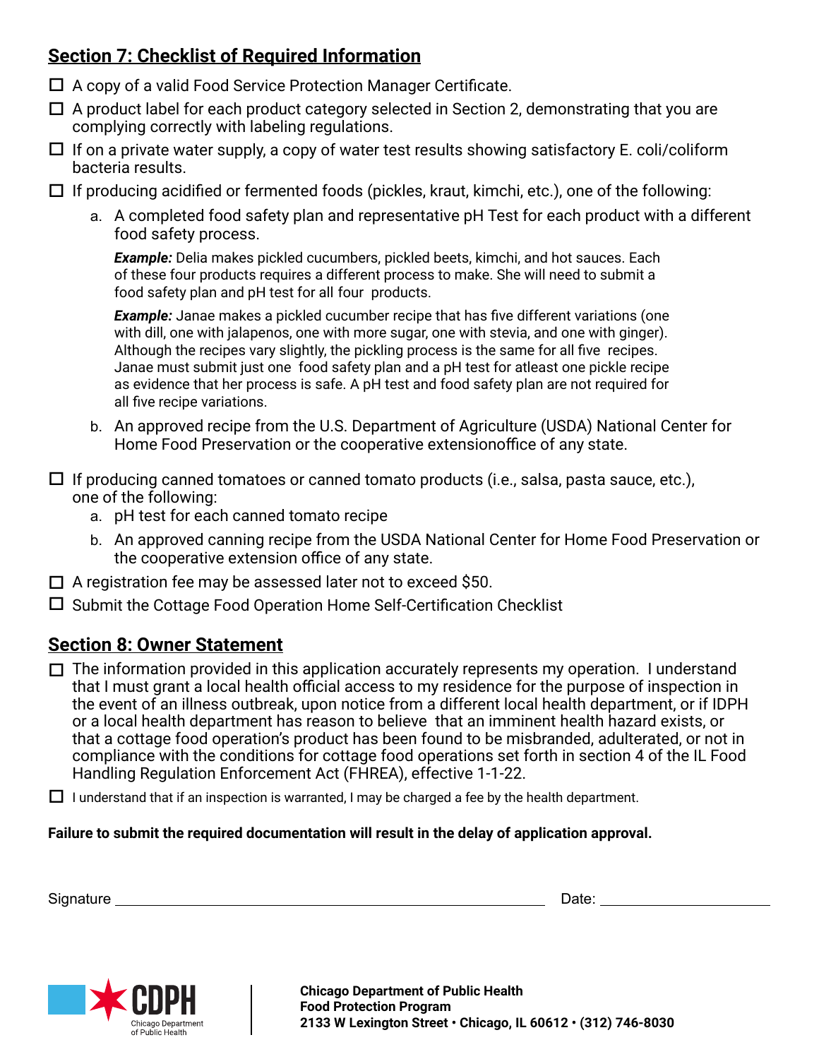## Section 7: Checklist of Required Information

- ☐ A copy of a valid Food Service Protection Manager Certificate.
- ☐ A product label for each product category selected in Section 2, demonstrating that you are complying correctly with labeling regulations.
- ☐ If on a private water supply, a copy of water test results showing satisfactory E. coli/coliform bacteria results.
- ☐ If producing acidified or fermented foods (pickles, kraut, kimchi, etc.), one of the following:
  a. A completed food safety plan and representative pH Test for each product with a different food safety process.

     ***Example:*** Delia makes pickled cucumbers, pickled beets, kimchi, and hot sauces. Each of these four products requires a different process to make. She will need to submit a food safety plan and pH test for all four products.

     ***Example:*** Janae makes a pickled cucumber recipe that has five different variations (one with dill, one with jalapenos, one with more sugar, one with stevia, and one with ginger). Although the recipes vary slightly, the pickling process is the same for all five recipes. Janae must submit just one food safety plan and a pH test for atleast one pickle recipe as evidence that her process is safe. A pH test and food safety plan are not required for all five recipe variations.

  b. An approved recipe from the U.S. Department of Agriculture (USDA) National Center for Home Food Preservation or the cooperative extensionoffice of any state.
- ☐ If producing canned tomatoes or canned tomato products (i.e., salsa, pasta sauce, etc.), one of the following:
  a. pH test for each canned tomato recipe
  b. An approved canning recipe from the USDA National Center for Home Food Preservation or the cooperative extension office of any state.
- ☐ A registration fee may be assessed later not to exceed $50.
- ☐ Submit the Cottage Food Operation Home Self-Certification Checklist

## Section 8: Owner Statement

- ☐ The information provided in this application accurately represents my operation. I understand that I must grant a local health official access to my residence for the purpose of inspection in the event of an illness outbreak, upon notice from a different local health department, or if IDPH or a local health department has reason to believe that an imminent health hazard exists, or that a cottage food operation's product has been found to be misbranded, adulterated, or not in compliance with the conditions for cottage food operations set forth in section 4 of the IL Food Handling Regulation Enforcement Act (FHREA), effective 1-1-22.
- ☐ I understand that if an inspection is warranted, I may be charged a fee by the health department.

**Failure to submit the required documentation will result in the delay of application approval.**

Signature ______________________________ Date: ____________________

CDPH Chicago Department of Public Health

**Chicago Department of Public Health**
**Food Protection Program**
**2133 W Lexington Street • Chicago, IL 60612 • (312) 746-8030**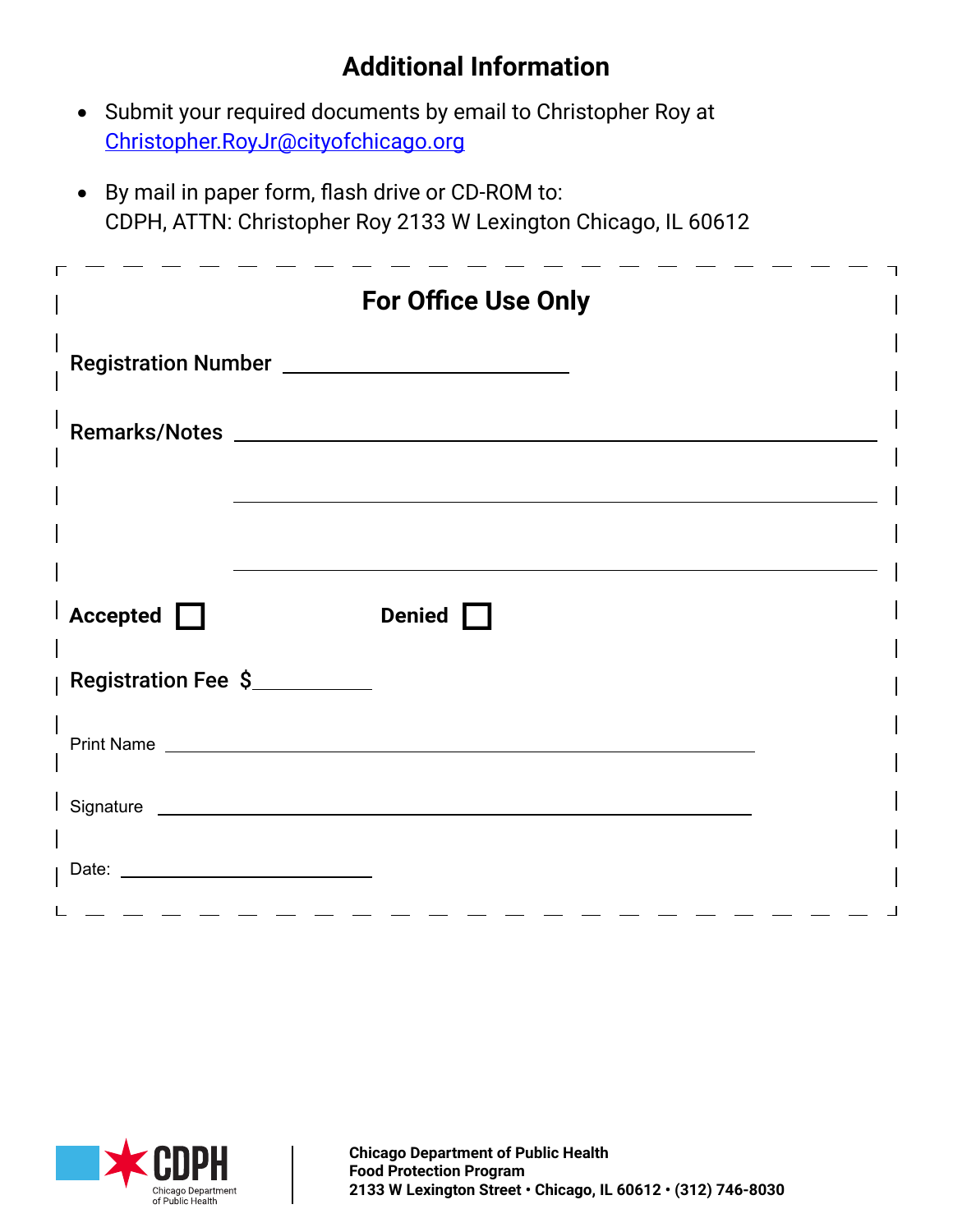## Additional Information

- Submit your required documents by email to Christopher Roy at Christopher.RoyJr@cityofchicago.org
- By mail in paper form, flash drive or CD-ROM to:
  CDPH, ATTN: Christopher Roy 2133 W Lexington Chicago, IL 60612

### For Office Use Only

**Registration Number** ____________________

**Remarks/Notes** ______________________________________________

______________________________________________

______________________________________________

**Accepted** ☐ **Denied** ☐

**Registration Fee** $__________

Print Name ______________________________________________

Signature ______________________________________________

Date: ____________________

**Chicago Department of Public Health**
**Food Protection Program**
**2133 W Lexington Street • Chicago, IL 60612 • (312) 746-8030**